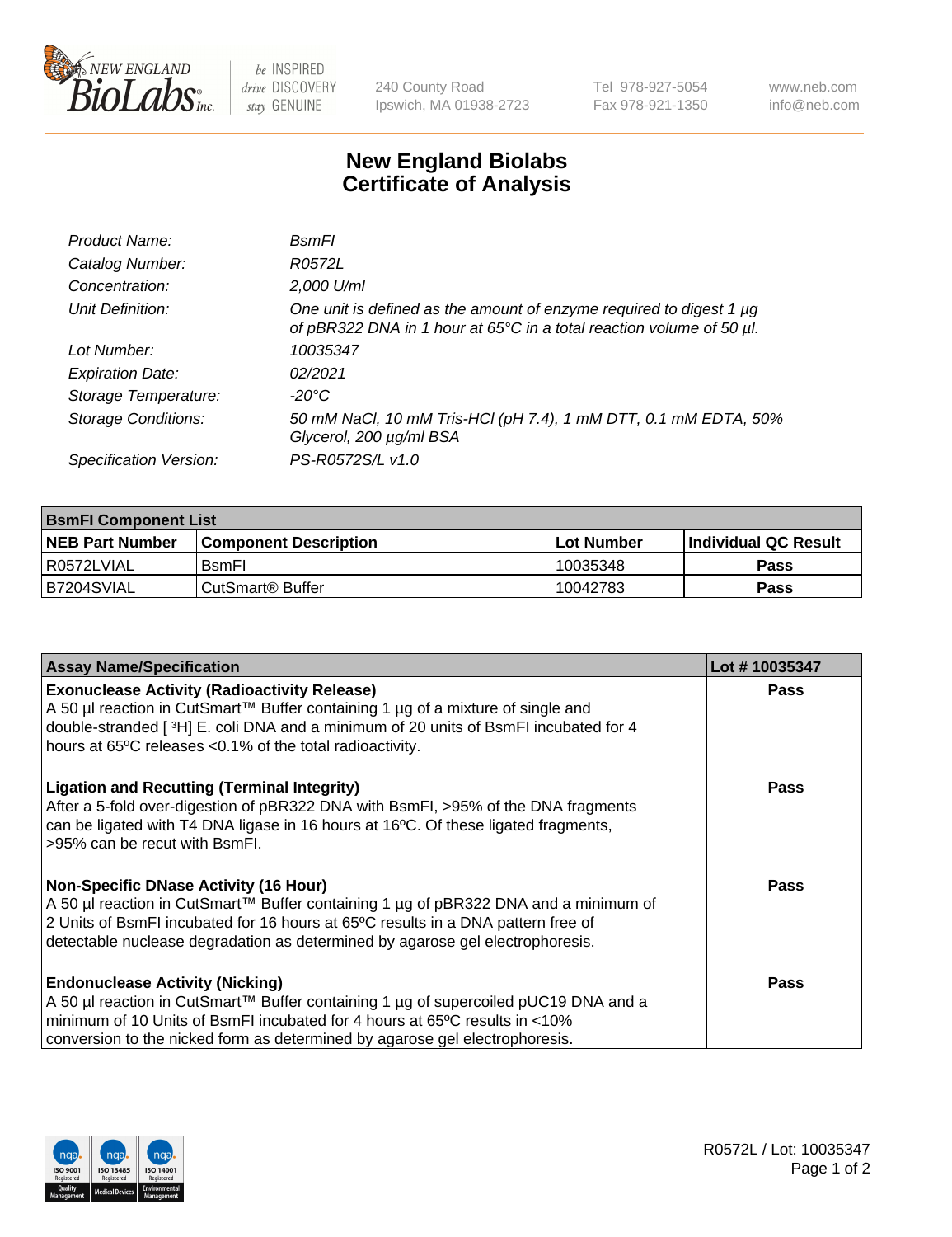# New England Biolabs
# Certificate of Analysis

| | |
|---|---|
| *Product Name:* | *BsmFI* |
| *Catalog Number:* | *R0572L* |
| *Concentration:* | *2,000 U/ml* |
| *Unit Definition:* | *One unit is defined as the amount of enzyme required to digest 1 µg of pBR322 DNA in 1 hour at 65°C in a total reaction volume of 50 µl.* |
| *Lot Number:* | *10035347* |
| *Expiration Date:* | *02/2021* |
| *Storage Temperature:* | *-20°C* |
| *Storage Conditions:* | *50 mM NaCl, 10 mM Tris-HCl (pH 7.4), 1 mM DTT, 0.1 mM EDTA, 50% Glycerol, 200 µg/ml BSA* |
| *Specification Version:* | *PS-R0572S/L v1.0* |

| BsmFI Component List | | | |
|---|---|---|---|
| **NEB Part Number** | **Component Description** | **Lot Number** | **Individual QC Result** |
| R0572LVIAL | BsmFI | 10035348 | **Pass** |
| B7204SVIAL | CutSmart® Buffer | 10042783 | **Pass** |

| Assay Name/Specification | Lot # 10035347 |
|---|---|
| **Exonuclease Activity (Radioactivity Release)**<br>A 50 µl reaction in CutSmart™ Buffer containing 1 µg of a mixture of single and double-stranded [ $^3$H] E. coli DNA and a minimum of 20 units of BsmFI incubated for 4 hours at 65ºC releases <0.1% of the total radioactivity. | **Pass** |
| **Ligation and Recutting (Terminal Integrity)**<br>After a 5-fold over-digestion of pBR322 DNA with BsmFI, >95% of the DNA fragments can be ligated with T4 DNA ligase in 16 hours at 16ºC. Of these ligated fragments, >95% can be recut with BsmFI. | **Pass** |
| **Non-Specific DNase Activity (16 Hour)**<br>A 50 µl reaction in CutSmart™ Buffer containing 1 µg of pBR322 DNA and a minimum of 2 Units of BsmFI incubated for 16 hours at 65ºC results in a DNA pattern free of detectable nuclease degradation as determined by agarose gel electrophoresis. | **Pass** |
| **Endonuclease Activity (Nicking)**<br>A 50 µl reaction in CutSmart™ Buffer containing 1 µg of supercoiled pUC19 DNA and a minimum of 10 Units of BsmFI incubated for 4 hours at 65ºC results in <10% conversion to the nicked form as determined by agarose gel electrophoresis. | **Pass** |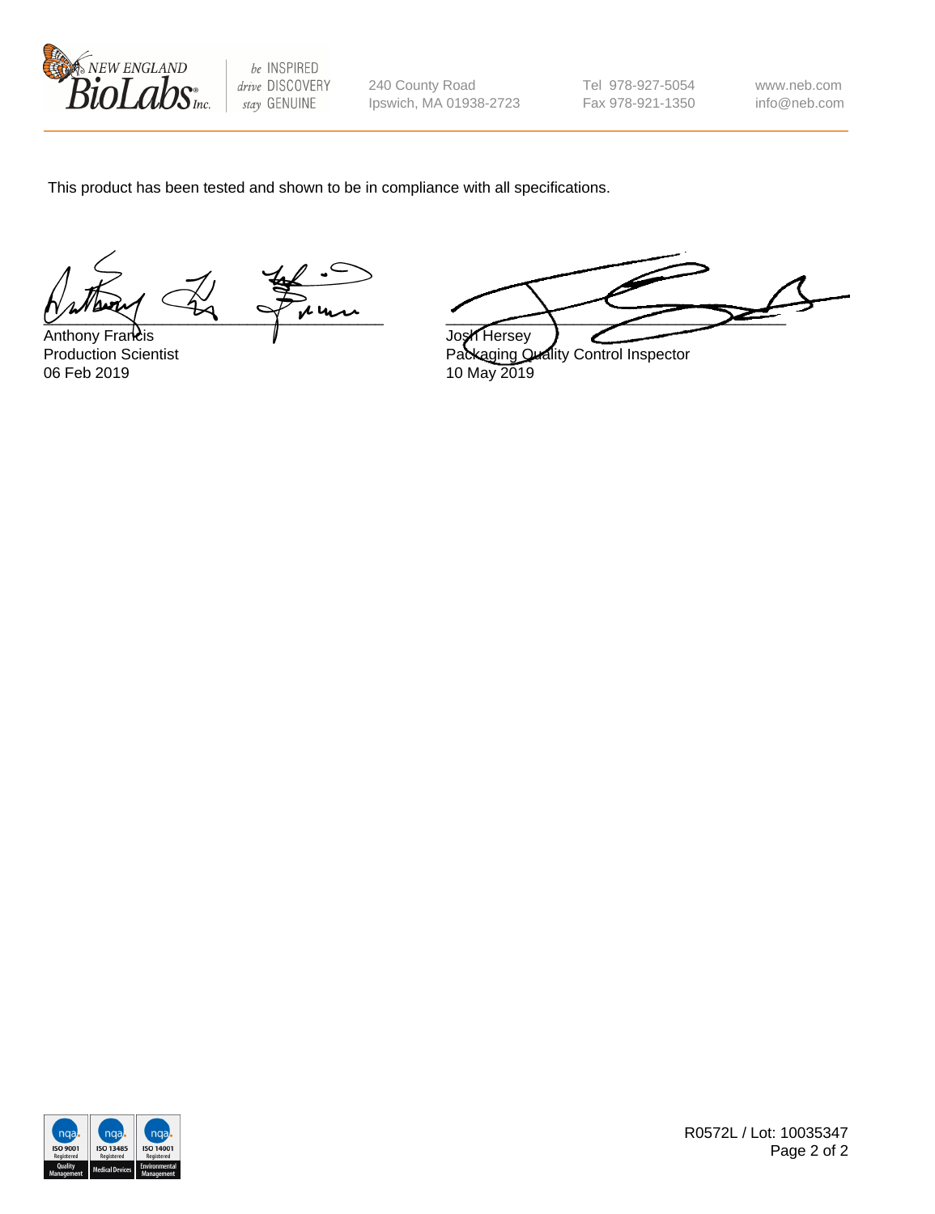This product has been tested and shown to be in compliance with all specifications.

Anthony Francis
Production Scientist
06 Feb 2019

Josh Hersey
Packaging Quality Control Inspector
10 May 2019

R0572L / Lot: 10035347